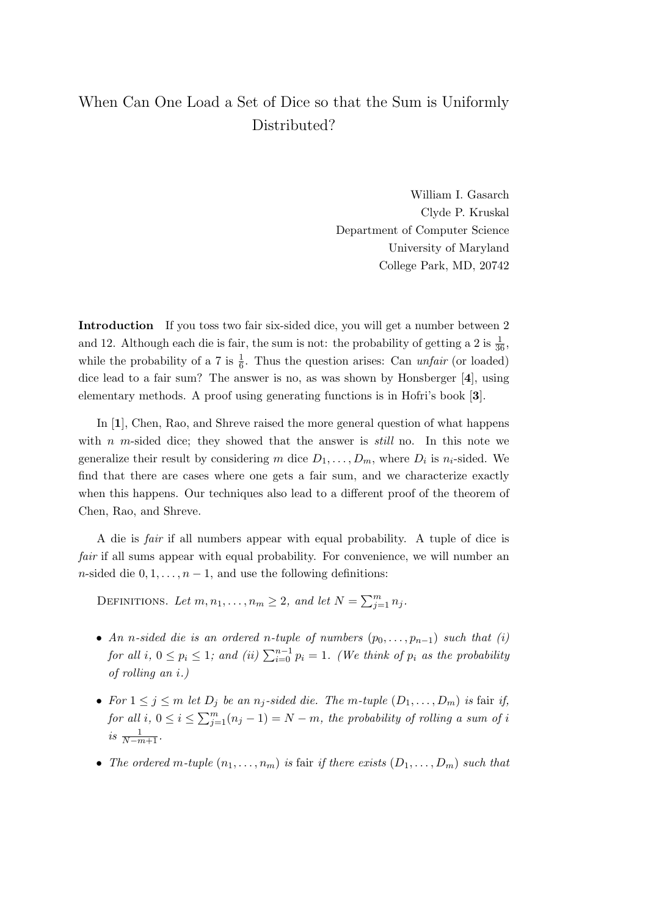# When Can One Load a Set of Dice so that the Sum is Uniformly Distributed?

William I. Gasarch
Clyde P. Kruskal
Department of Computer Science
University of Maryland
College Park, MD, 20742

**Introduction** If you toss two fair six-sided dice, you will get a number between 2 and 12. Although each die is fair, the sum is not: the probability of getting a 2 is $\frac{1}{36}$, while the probability of a 7 is $\frac{1}{6}$. Thus the question arises: Can *unfair* (or loaded) dice lead to a fair sum? The answer is no, as was shown by Honsberger [**4**], using elementary methods. A proof using generating functions is in Hofri's book [**3**].

In [**1**], Chen, Rao, and Shreve raised the more general question of what happens with $n$ $m$-sided dice; they showed that the answer is *still* no. In this note we generalize their result by considering $m$ dice $D_1, \ldots, D_m$, where $D_i$ is $n_i$-sided. We find that there are cases where one gets a fair sum, and we characterize exactly when this happens. Our techniques also lead to a different proof of the theorem of Chen, Rao, and Shreve.

A die is *fair* if all numbers appear with equal probability. A tuple of dice is *fair* if all sums appear with equal probability. For convenience, we will number an $n$-sided die $0, 1, \ldots, n-1$, and use the following definitions:

Definitions. *Let $m, n_1, \ldots, n_m \geq 2$, and let $N = \sum_{j=1}^{m} n_j$.*

- *An $n$-sided die is an ordered $n$-tuple of numbers $(p_0, \ldots, p_{n-1})$ such that (i) for all $i$, $0 \leq p_i \leq 1$; and (ii) $\sum_{i=0}^{n-1} p_i = 1$. (We think of $p_i$ as the probability of rolling an $i$.)*
- *For $1 \leq j \leq m$ let $D_j$ be an $n_j$-sided die. The $m$-tuple $(D_1, \ldots, D_m)$ is* fair *if, for all $i$, $0 \leq i \leq \sum_{j=1}^{m}(n_j - 1) = N - m$, the probability of rolling a sum of $i$ is $\frac{1}{N-m+1}$.*
- *The ordered $m$-tuple $(n_1, \ldots, n_m)$ is* fair *if there exists $(D_1, \ldots, D_m)$ such that*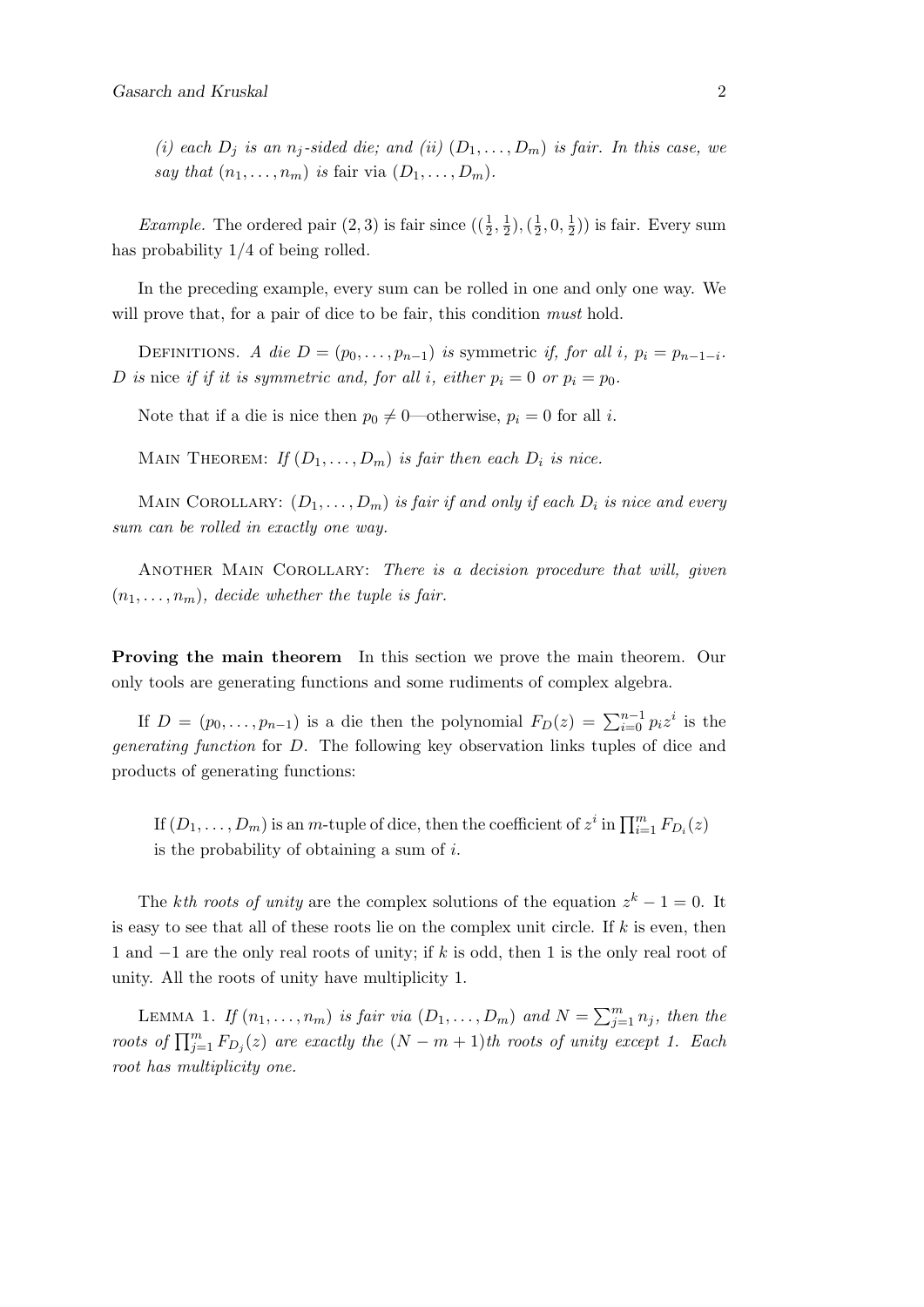*(i) each $D_j$ is an $n_j$-sided die; and (ii) $(D_1, \ldots, D_m)$ is fair. In this case, we say that $(n_1, \ldots, n_m)$ is* fair via $(D_1, \ldots, D_m)$.

*Example.* The ordered pair $(2, 3)$ is fair since $((\frac{1}{2}, \frac{1}{2}), (\frac{1}{2}, 0, \frac{1}{2}))$ is fair. Every sum has probability $1/4$ of being rolled.

In the preceding example, every sum can be rolled in one and only one way. We will prove that, for a pair of dice to be fair, this condition *must* hold.

Definitions. *A die $D = (p_0, \ldots, p_{n-1})$ is* symmetric *if, for all $i$, $p_i = p_{n-1-i}$. $D$ is* nice *if if it is symmetric and, for all $i$, either $p_i = 0$ or $p_i = p_0$.*

Note that if a die is nice then $p_0 \neq 0$—otherwise, $p_i = 0$ for all $i$.

Main Theorem: *If $(D_1, \ldots, D_m)$ is fair then each $D_i$ is nice.*

Main Corollary: *$(D_1, \ldots, D_m)$ is fair if and only if each $D_i$ is nice and every sum can be rolled in exactly one way.*

Another Main Corollary: *There is a decision procedure that will, given $(n_1, \ldots, n_m)$, decide whether the tuple is fair.*

**Proving the main theorem** In this section we prove the main theorem. Our only tools are generating functions and some rudiments of complex algebra.

If $D = (p_0, \ldots, p_{n-1})$ is a die then the polynomial $F_D(z) = \sum_{i=0}^{n-1} p_i z^i$ is the *generating function* for $D$. The following key observation links tuples of dice and products of generating functions:

> If $(D_1, \ldots, D_m)$ is an $m$-tuple of dice, then the coefficient of $z^i$ in $\prod_{i=1}^{m} F_{D_i}(z)$ is the probability of obtaining a sum of $i$.

The *kth roots of unity* are the complex solutions of the equation $z^k - 1 = 0$. It is easy to see that all of these roots lie on the complex unit circle. If $k$ is even, then 1 and $-1$ are the only real roots of unity; if $k$ is odd, then 1 is the only real root of unity. All the roots of unity have multiplicity 1.

Lemma 1. *If $(n_1, \ldots, n_m)$ is fair via $(D_1, \ldots, D_m)$ and $N = \sum_{j=1}^{m} n_j$, then the roots of $\prod_{j=1}^{m} F_{D_j}(z)$ are exactly the $(N - m + 1)$th roots of unity except 1. Each root has multiplicity one.*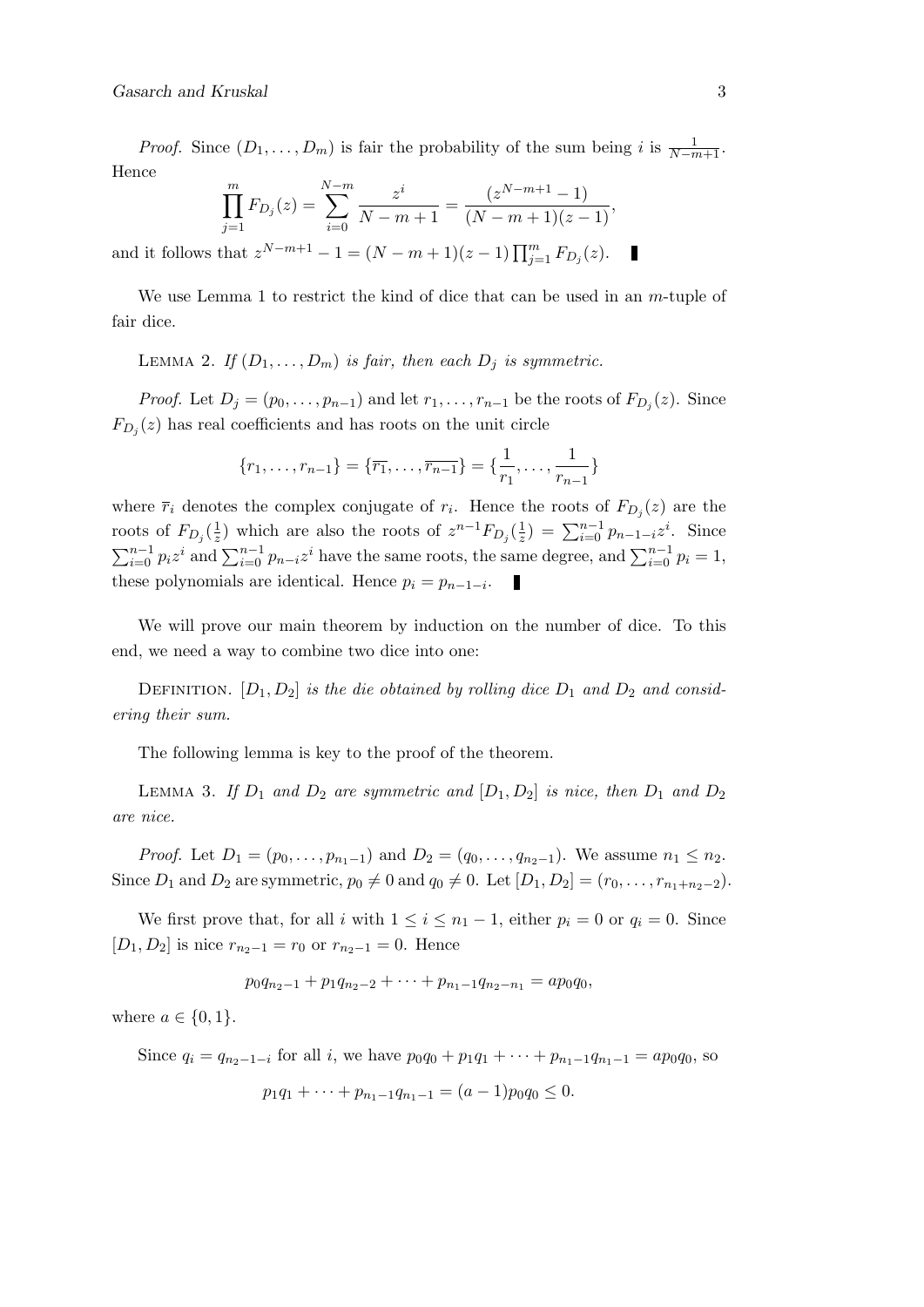*Proof.* Since $(D_1, \ldots, D_m)$ is fair the probability of the sum being $i$ is $\frac{1}{N-m+1}$. Hence

$$\prod_{j=1}^{m} F_{D_j}(z) = \sum_{i=0}^{N-m} \frac{z^i}{N-m+1} = \frac{(z^{N-m+1} - 1)}{(N-m+1)(z-1)},$$

and it follows that $z^{N-m+1} - 1 = (N-m+1)(z-1)\prod_{j=1}^{m} F_{D_j}(z)$. ∎

We use Lemma 1 to restrict the kind of dice that can be used in an $m$-tuple of fair dice.

LEMMA 2. *If $(D_1, \ldots, D_m)$ is fair, then each $D_j$ is symmetric.*

*Proof.* Let $D_j = (p_0, \ldots, p_{n-1})$ and let $r_1, \ldots, r_{n-1}$ be the roots of $F_{D_j}(z)$. Since $F_{D_j}(z)$ has real coefficients and has roots on the unit circle

$$\{r_1, \ldots, r_{n-1}\} = \{\overline{r_1}, \ldots, \overline{r_{n-1}}\} = \{\frac{1}{r_1}, \ldots, \frac{1}{r_{n-1}}\}$$

where $\overline{r}_i$ denotes the complex conjugate of $r_i$. Hence the roots of $F_{D_j}(z)$ are the roots of $F_{D_j}(\frac{1}{z})$ which are also the roots of $z^{n-1}F_{D_j}(\frac{1}{z}) = \sum_{i=0}^{n-1} p_{n-1-i}z^i$. Since $\sum_{i=0}^{n-1} p_i z^i$ and $\sum_{i=0}^{n-1} p_{n-i}z^i$ have the same roots, the same degree, and $\sum_{i=0}^{n-1} p_i = 1$, these polynomials are identical. Hence $p_i = p_{n-1-i}$. ∎

We will prove our main theorem by induction on the number of dice. To this end, we need a way to combine two dice into one:

DEFINITION. *$[D_1, D_2]$ is the die obtained by rolling dice $D_1$ and $D_2$ and considering their sum.*

The following lemma is key to the proof of the theorem.

LEMMA 3. *If $D_1$ and $D_2$ are symmetric and $[D_1, D_2]$ is nice, then $D_1$ and $D_2$ are nice.*

*Proof.* Let $D_1 = (p_0, \ldots, p_{n_1-1})$ and $D_2 = (q_0, \ldots, q_{n_2-1})$. We assume $n_1 \leq n_2$. Since $D_1$ and $D_2$ are symmetric, $p_0 \neq 0$ and $q_0 \neq 0$. Let $[D_1, D_2] = (r_0, \ldots, r_{n_1+n_2-2})$.

We first prove that, for all $i$ with $1 \leq i \leq n_1 - 1$, either $p_i = 0$ or $q_i = 0$. Since $[D_1, D_2]$ is nice $r_{n_2-1} = r_0$ or $r_{n_2-1} = 0$. Hence

$$p_0 q_{n_2-1} + p_1 q_{n_2-2} + \cdots + p_{n_1-1} q_{n_2-n_1} = a p_0 q_0,$$

where $a \in \{0, 1\}$.

Since $q_i = q_{n_2-1-i}$ for all $i$, we have $p_0 q_0 + p_1 q_1 + \cdots + p_{n_1-1} q_{n_1-1} = a p_0 q_0$, so

$$p_1 q_1 + \cdots + p_{n_1-1} q_{n_1-1} = (a-1) p_0 q_0 \leq 0.$$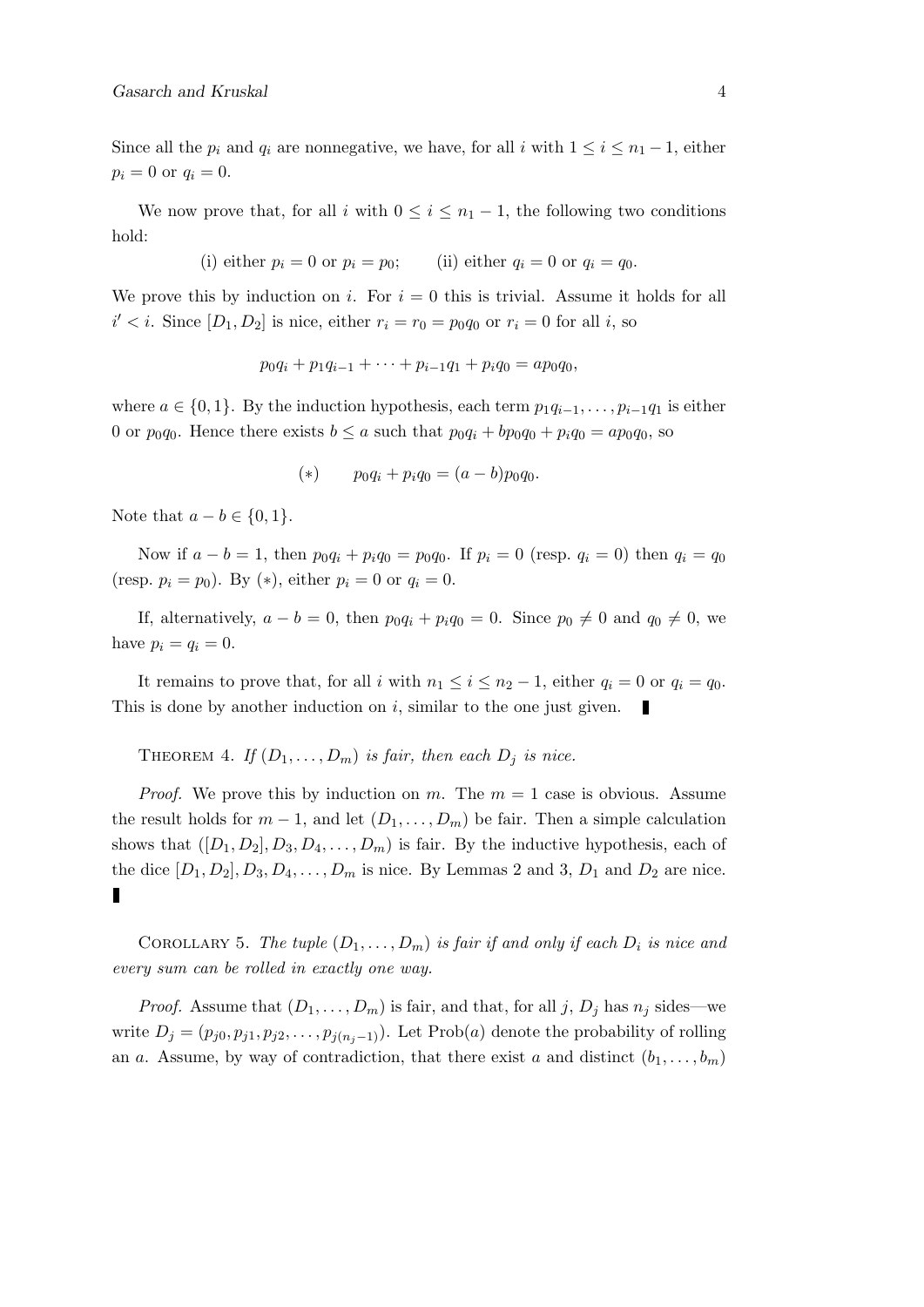Since all the $p_i$ and $q_i$ are nonnegative, we have, for all $i$ with $1 \le i \le n_1 - 1$, either $p_i = 0$ or $q_i = 0$.

We now prove that, for all $i$ with $0 \le i \le n_1 - 1$, the following two conditions hold:

$$\text{(i) either } p_i = 0 \text{ or } p_i = p_0; \qquad \text{(ii) either } q_i = 0 \text{ or } q_i = q_0.$$

We prove this by induction on $i$. For $i = 0$ this is trivial. Assume it holds for all $i' < i$. Since $[D_1, D_2]$ is nice, either $r_i = r_0 = p_0 q_0$ or $r_i = 0$ for all $i$, so

$$p_0 q_i + p_1 q_{i-1} + \cdots + p_{i-1} q_1 + p_i q_0 = a p_0 q_0,$$

where $a \in \{0, 1\}$. By the induction hypothesis, each term $p_1 q_{i-1}, \ldots, p_{i-1} q_1$ is either 0 or $p_0 q_0$. Hence there exists $b \le a$ such that $p_0 q_i + b p_0 q_0 + p_i q_0 = a p_0 q_0$, so

$$(*) \qquad p_0 q_i + p_i q_0 = (a - b) p_0 q_0.$$

Note that $a - b \in \{0, 1\}$.

Now if $a - b = 1$, then $p_0 q_i + p_i q_0 = p_0 q_0$. If $p_i = 0$ (resp. $q_i = 0$) then $q_i = q_0$ (resp. $p_i = p_0$). By $(*)$, either $p_i = 0$ or $q_i = 0$.

If, alternatively, $a - b = 0$, then $p_0 q_i + p_i q_0 = 0$. Since $p_0 \ne 0$ and $q_0 \ne 0$, we have $p_i = q_i = 0$.

It remains to prove that, for all $i$ with $n_1 \le i \le n_2 - 1$, either $q_i = 0$ or $q_i = q_0$. This is done by another induction on $i$, similar to the one just given. ∎

THEOREM 4. *If $(D_1, \ldots, D_m)$ is fair, then each $D_j$ is nice.*

*Proof.* We prove this by induction on $m$. The $m = 1$ case is obvious. Assume the result holds for $m - 1$, and let $(D_1, \ldots, D_m)$ be fair. Then a simple calculation shows that $([D_1, D_2], D_3, D_4, \ldots, D_m)$ is fair. By the inductive hypothesis, each of the dice $[D_1, D_2], D_3, D_4, \ldots, D_m$ is nice. By Lemmas 2 and 3, $D_1$ and $D_2$ are nice. ∎

COROLLARY 5. *The tuple $(D_1, \ldots, D_m)$ is fair if and only if each $D_i$ is nice and every sum can be rolled in exactly one way.*

*Proof.* Assume that $(D_1, \ldots, D_m)$ is fair, and that, for all $j$, $D_j$ has $n_j$ sides—we write $D_j = (p_{j0}, p_{j1}, p_{j2}, \ldots, p_{j(n_j - 1)})$. Let $\text{Prob}(a)$ denote the probability of rolling an $a$. Assume, by way of contradiction, that there exist $a$ and distinct $(b_1, \ldots, b_m)$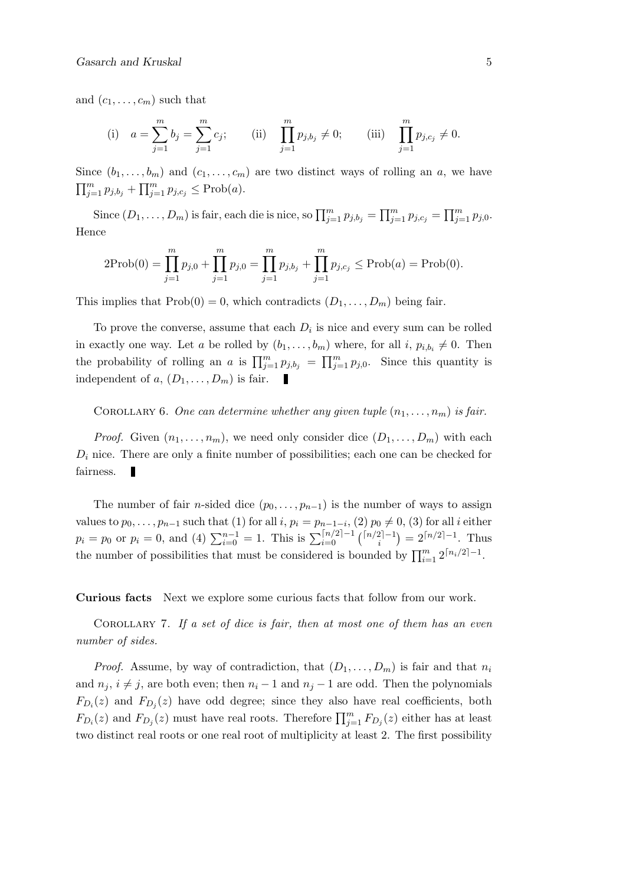and $(c_1, \ldots, c_m)$ such that

$$\text{(i)} \quad a = \sum_{j=1}^{m} b_j = \sum_{j=1}^{m} c_j; \qquad \text{(ii)} \quad \prod_{j=1}^{m} p_{j,b_j} \neq 0; \qquad \text{(iii)} \quad \prod_{j=1}^{m} p_{j,c_j} \neq 0.$$

Since $(b_1, \ldots, b_m)$ and $(c_1, \ldots, c_m)$ are two distinct ways of rolling an $a$, we have $\prod_{j=1}^{m} p_{j,b_j} + \prod_{j=1}^{m} p_{j,c_j} \leq \text{Prob}(a)$.

Since $(D_1, \ldots, D_m)$ is fair, each die is nice, so $\prod_{j=1}^{m} p_{j,b_j} = \prod_{j=1}^{m} p_{j,c_j} = \prod_{j=1}^{m} p_{j,0}$. Hence

$$2\text{Prob}(0) = \prod_{j=1}^{m} p_{j,0} + \prod_{j=1}^{m} p_{j,0} = \prod_{j=1}^{m} p_{j,b_j} + \prod_{j=1}^{m} p_{j,c_j} \leq \text{Prob}(a) = \text{Prob}(0).$$

This implies that $\text{Prob}(0) = 0$, which contradicts $(D_1, \ldots, D_m)$ being fair.

To prove the converse, assume that each $D_i$ is nice and every sum can be rolled in exactly one way. Let $a$ be rolled by $(b_1, \ldots, b_m)$ where, for all $i$, $p_{i,b_i} \neq 0$. Then the probability of rolling an $a$ is $\prod_{j=1}^{m} p_{j,b_j} = \prod_{j=1}^{m} p_{j,0}$. Since this quantity is independent of $a$, $(D_1, \ldots, D_m)$ is fair. ∎

COROLLARY 6. *One can determine whether any given tuple $(n_1, \ldots, n_m)$ is fair.*

*Proof.* Given $(n_1, \ldots, n_m)$, we need only consider dice $(D_1, \ldots, D_m)$ with each $D_i$ nice. There are only a finite number of possibilities; each one can be checked for fairness. ∎

The number of fair $n$-sided dice $(p_0, \ldots, p_{n-1})$ is the number of ways to assign values to $p_0, \ldots, p_{n-1}$ such that (1) for all $i$, $p_i = p_{n-1-i}$, (2) $p_0 \neq 0$, (3) for all $i$ either $p_i = p_0$ or $p_i = 0$, and (4) $\sum_{i=0}^{n-1} = 1$. This is $\sum_{i=0}^{\lceil n/2 \rceil - 1} \binom{\lceil n/2 \rceil - 1}{i} = 2^{\lceil n/2 \rceil - 1}$. Thus the number of possibilities that must be considered is bounded by $\prod_{i=1}^{m} 2^{\lceil n_i/2 \rceil - 1}$.

**Curious facts** Next we explore some curious facts that follow from our work.

COROLLARY 7. *If a set of dice is fair, then at most one of them has an even number of sides.*

*Proof.* Assume, by way of contradiction, that $(D_1, \ldots, D_m)$ is fair and that $n_i$ and $n_j$, $i \neq j$, are both even; then $n_i - 1$ and $n_j - 1$ are odd. Then the polynomials $F_{D_i}(z)$ and $F_{D_j}(z)$ have odd degree; since they also have real coefficients, both $F_{D_i}(z)$ and $F_{D_j}(z)$ must have real roots. Therefore $\prod_{j=1}^{m} F_{D_j}(z)$ either has at least two distinct real roots or one real root of multiplicity at least 2. The first possibility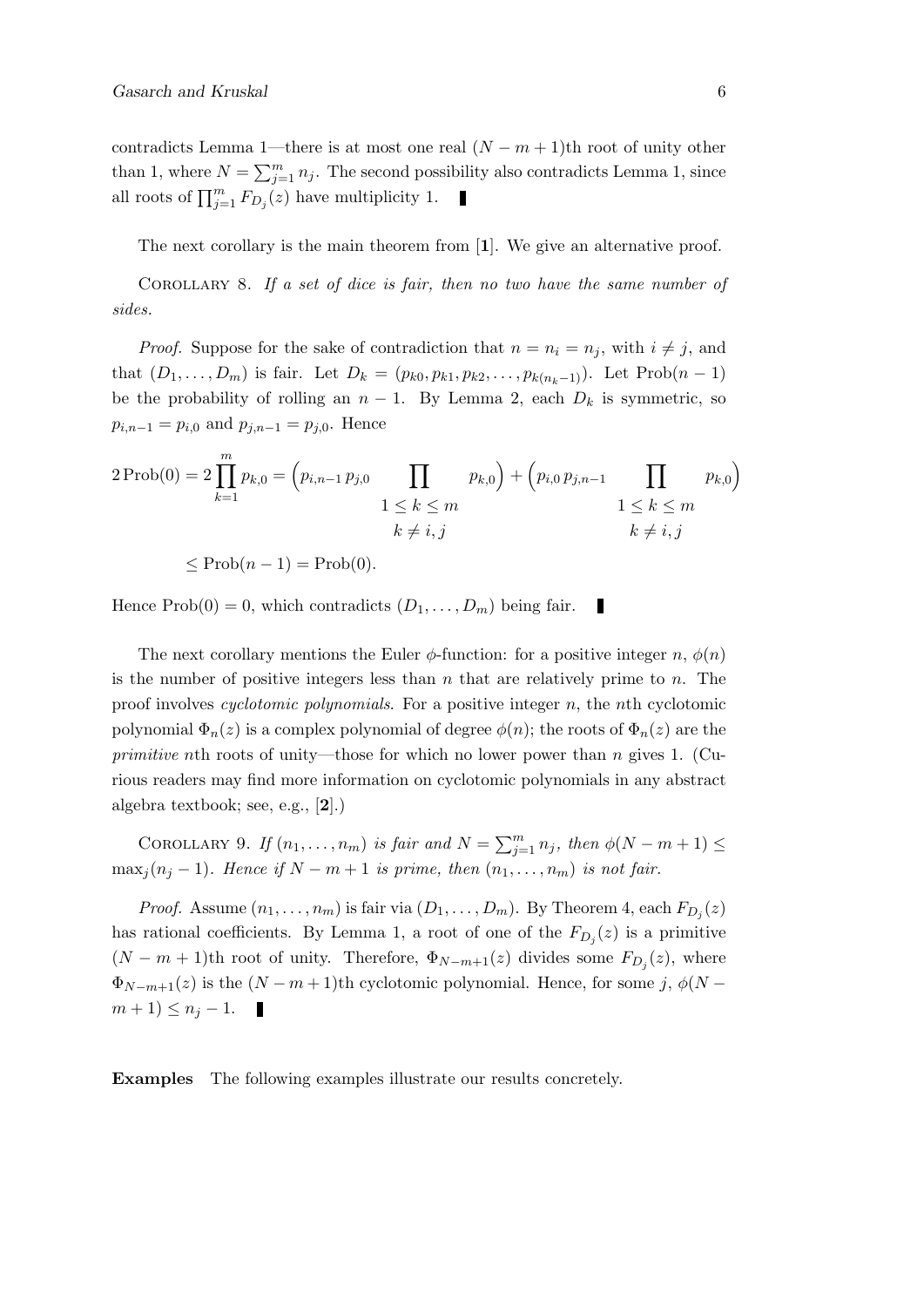contradicts Lemma 1—there is at most one real $(N-m+1)$th root of unity other than 1, where $N=\sum_{j=1}^{m} n_j$. The second possibility also contradicts Lemma 1, since all roots of $\prod_{j=1}^{m} F_{D_j}(z)$ have multiplicity 1. ∎

The next corollary is the main theorem from [**1**]. We give an alternative proof.

COROLLARY 8. *If a set of dice is fair, then no two have the same number of sides.*

*Proof.* Suppose for the sake of contradiction that $n=n_i=n_j$, with $i\neq j$, and that $(D_1,\ldots,D_m)$ is fair. Let $D_k=(p_{k0},p_{k1},p_{k2},\ldots,p_{k(n_k-1)})$. Let $\mathrm{Prob}(n-1)$ be the probability of rolling an $n-1$. By Lemma 2, each $D_k$ is symmetric, so $p_{i,n-1}=p_{i,0}$ and $p_{j,n-1}=p_{j,0}$. Hence

$$
\begin{aligned}
2\,\mathrm{Prob}(0) = 2\prod_{k=1}^{m} p_{k,0} &= \Big(p_{i,n-1}\,p_{j,0}\prod_{\substack{1\le k\le m\\ k\neq i,j}} p_{k,0}\Big) + \Big(p_{i,0}\,p_{j,n-1}\prod_{\substack{1\le k\le m\\ k\neq i,j}} p_{k,0}\Big)\\
&\le \mathrm{Prob}(n-1) = \mathrm{Prob}(0).
\end{aligned}
$$

Hence $\mathrm{Prob}(0)=0$, which contradicts $(D_1,\ldots,D_m)$ being fair. ∎

The next corollary mentions the Euler $\phi$-function: for a positive integer $n$, $\phi(n)$ is the number of positive integers less than $n$ that are relatively prime to $n$. The proof involves *cyclotomic polynomials*. For a positive integer $n$, the $n$th cyclotomic polynomial $\Phi_n(z)$ is a complex polynomial of degree $\phi(n)$; the roots of $\Phi_n(z)$ are the *primitive* $n$th roots of unity—those for which no lower power than $n$ gives 1. (Curious readers may find more information on cyclotomic polynomials in any abstract algebra textbook; see, e.g., [**2**].)

COROLLARY 9. *If $(n_1,\ldots,n_m)$ is fair and $N=\sum_{j=1}^{m} n_j$, then $\phi(N-m+1)\le \max_j(n_j-1)$. Hence if $N-m+1$ is prime, then $(n_1,\ldots,n_m)$ is not fair.*

*Proof.* Assume $(n_1,\ldots,n_m)$ is fair via $(D_1,\ldots,D_m)$. By Theorem 4, each $F_{D_j}(z)$ has rational coefficients. By Lemma 1, a root of one of the $F_{D_j}(z)$ is a primitive $(N-m+1)$th root of unity. Therefore, $\Phi_{N-m+1}(z)$ divides some $F_{D_j}(z)$, where $\Phi_{N-m+1}(z)$ is the $(N-m+1)$th cyclotomic polynomial. Hence, for some $j$, $\phi(N-m+1)\le n_j-1$. ∎

**Examples** The following examples illustrate our results concretely.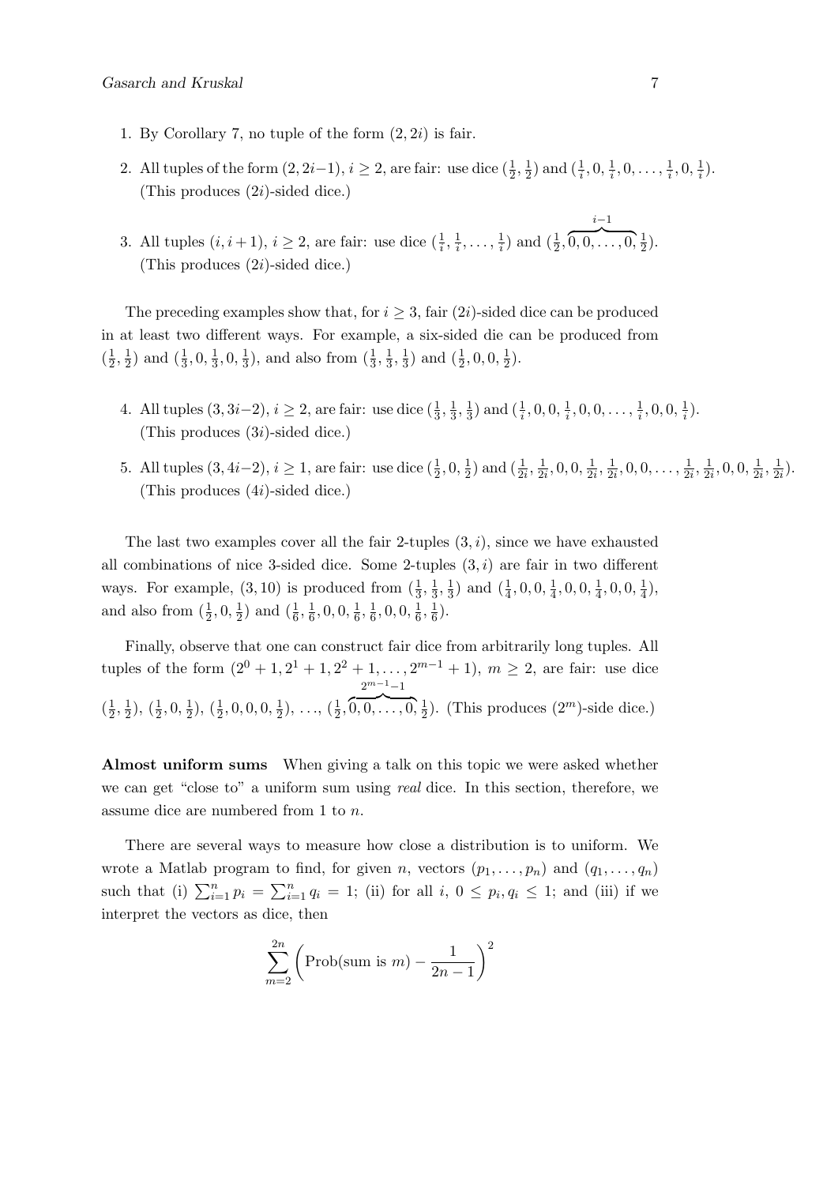1. By Corollary 7, no tuple of the form $(2, 2i)$ is fair.

2. All tuples of the form $(2, 2i-1)$, $i \geq 2$, are fair: use dice $(\frac{1}{2}, \frac{1}{2})$ and $(\frac{1}{i}, 0, \frac{1}{i}, 0, \ldots, \frac{1}{i}, 0, \frac{1}{i})$. (This produces $(2i)$-sided dice.)

3. All tuples $(i, i+1)$, $i \geq 2$, are fair: use dice $(\frac{1}{i}, \frac{1}{i}, \ldots, \frac{1}{i})$ and $(\frac{1}{2}, \overbrace{0, 0, \ldots, 0}^{i-1}, \frac{1}{2})$. (This produces $(2i)$-sided dice.)

The preceding examples show that, for $i \geq 3$, fair $(2i)$-sided dice can be produced in at least two different ways. For example, a six-sided die can be produced from $(\frac{1}{2}, \frac{1}{2})$ and $(\frac{1}{3}, 0, \frac{1}{3}, 0, \frac{1}{3})$, and also from $(\frac{1}{3}, \frac{1}{3}, \frac{1}{3})$ and $(\frac{1}{2}, 0, 0, \frac{1}{2})$.

4. All tuples $(3, 3i-2)$, $i \geq 2$, are fair: use dice $(\frac{1}{3}, \frac{1}{3}, \frac{1}{3})$ and $(\frac{1}{i}, 0, 0, \frac{1}{i}, 0, 0, \ldots, \frac{1}{i}, 0, 0, \frac{1}{i})$. (This produces $(3i)$-sided dice.)

5. All tuples $(3, 4i-2)$, $i \geq 1$, are fair: use dice $(\frac{1}{2}, 0, \frac{1}{2})$ and $(\frac{1}{2i}, \frac{1}{2i}, 0, 0, \frac{1}{2i}, \frac{1}{2i}, 0, 0, \ldots, \frac{1}{2i}, \frac{1}{2i}, 0, 0, \frac{1}{2i}, \frac{1}{2i})$. (This produces $(4i)$-sided dice.)

The last two examples cover all the fair 2-tuples $(3, i)$, since we have exhausted all combinations of nice 3-sided dice. Some 2-tuples $(3, i)$ are fair in two different ways. For example, $(3, 10)$ is produced from $(\frac{1}{3}, \frac{1}{3}, \frac{1}{3})$ and $(\frac{1}{4}, 0, 0, \frac{1}{4}, 0, 0, \frac{1}{4}, 0, 0, \frac{1}{4})$, and also from $(\frac{1}{2}, 0, \frac{1}{2})$ and $(\frac{1}{6}, \frac{1}{6}, 0, 0, \frac{1}{6}, \frac{1}{6}, 0, 0, \frac{1}{6}, \frac{1}{6})$.

Finally, observe that one can construct fair dice from arbitrarily long tuples. All tuples of the form $(2^0 + 1, 2^1 + 1, 2^2 + 1, \ldots, 2^{m-1} + 1)$, $m \geq 2$, are fair: use dice $(\frac{1}{2}, \frac{1}{2})$, $(\frac{1}{2}, 0, \frac{1}{2})$, $(\frac{1}{2}, 0, 0, 0, \frac{1}{2})$, ..., $(\frac{1}{2}, \overbrace{0, 0, \ldots, 0}^{2^{m-1}-1}, \frac{1}{2})$. (This produces $(2^m)$-side dice.)

**Almost uniform sums** When giving a talk on this topic we were asked whether we can get "close to" a uniform sum using *real* dice. In this section, therefore, we assume dice are numbered from 1 to $n$.

There are several ways to measure how close a distribution is to uniform. We wrote a Matlab program to find, for given $n$, vectors $(p_1, \ldots, p_n)$ and $(q_1, \ldots, q_n)$ such that (i) $\sum_{i=1}^{n} p_i = \sum_{i=1}^{n} q_i = 1$; (ii) for all $i$, $0 \leq p_i, q_i \leq 1$; and (iii) if we interpret the vectors as dice, then

$$\sum_{m=2}^{2n} \left( \text{Prob(sum is } m) - \frac{1}{2n-1} \right)^2$$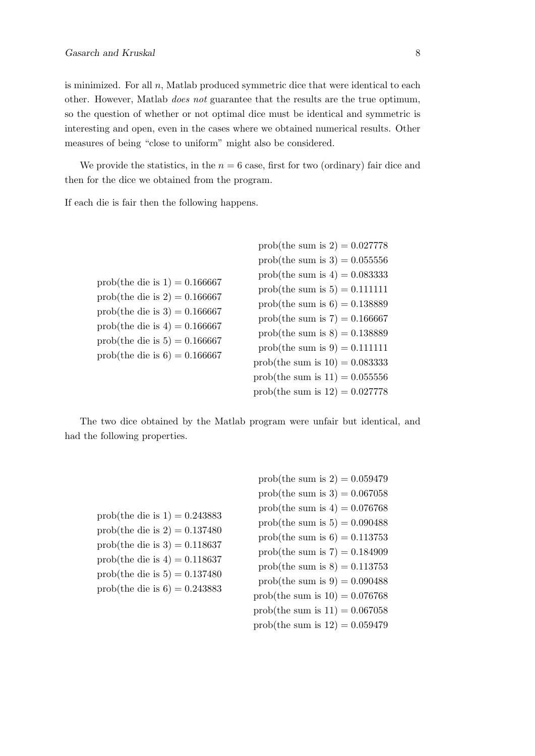is minimized. For all $n$, Matlab produced symmetric dice that were identical to each other. However, Matlab *does not* guarantee that the results are the true optimum, so the question of whether or not optimal dice must be identical and symmetric is interesting and open, even in the cases where we obtained numerical results. Other measures of being "close to uniform" might also be considered.

We provide the statistics, in the $n = 6$ case, first for two (ordinary) fair dice and then for the dice we obtained from the program.

If each die is fair then the following happens.

$$
\begin{aligned}
\text{prob(the die is 1)} &= 0.166667 \\
\text{prob(the die is 2)} &= 0.166667 \\
\text{prob(the die is 3)} &= 0.166667 \\
\text{prob(the die is 4)} &= 0.166667 \\
\text{prob(the die is 5)} &= 0.166667 \\
\text{prob(the die is 6)} &= 0.166667
\end{aligned}
$$

$$
\begin{aligned}
\text{prob(the sum is 2)} &= 0.027778 \\
\text{prob(the sum is 3)} &= 0.055556 \\
\text{prob(the sum is 4)} &= 0.083333 \\
\text{prob(the sum is 5)} &= 0.111111 \\
\text{prob(the sum is 6)} &= 0.138889 \\
\text{prob(the sum is 7)} &= 0.166667 \\
\text{prob(the sum is 8)} &= 0.138889 \\
\text{prob(the sum is 9)} &= 0.111111 \\
\text{prob(the sum is 10)} &= 0.083333 \\
\text{prob(the sum is 11)} &= 0.055556 \\
\text{prob(the sum is 12)} &= 0.027778
\end{aligned}
$$

The two dice obtained by the Matlab program were unfair but identical, and had the following properties.

$$
\begin{aligned}
\text{prob(the die is 1)} &= 0.243883 \\
\text{prob(the die is 2)} &= 0.137480 \\
\text{prob(the die is 3)} &= 0.118637 \\
\text{prob(the die is 4)} &= 0.118637 \\
\text{prob(the die is 5)} &= 0.137480 \\
\text{prob(the die is 6)} &= 0.243883
\end{aligned}
$$

$$
\begin{aligned}
\text{prob(the sum is 2)} &= 0.059479 \\
\text{prob(the sum is 3)} &= 0.067058 \\
\text{prob(the sum is 4)} &= 0.076768 \\
\text{prob(the sum is 5)} &= 0.090488 \\
\text{prob(the sum is 6)} &= 0.113753 \\
\text{prob(the sum is 7)} &= 0.184909 \\
\text{prob(the sum is 8)} &= 0.113753 \\
\text{prob(the sum is 9)} &= 0.090488 \\
\text{prob(the sum is 10)} &= 0.076768 \\
\text{prob(the sum is 11)} &= 0.067058 \\
\text{prob(the sum is 12)} &= 0.059479
\end{aligned}
$$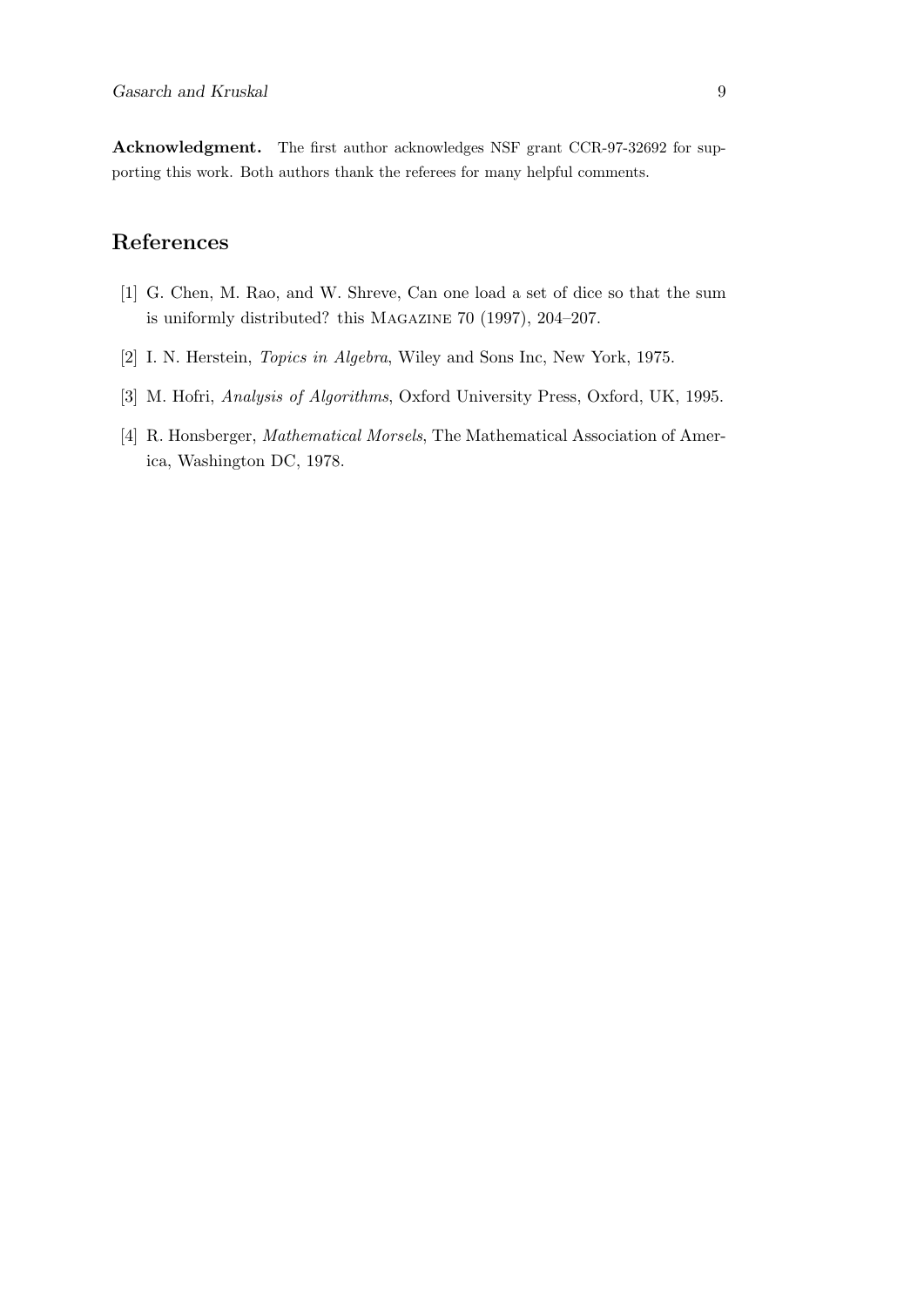**Acknowledgment.** The first author acknowledges NSF grant CCR-97-32692 for supporting this work. Both authors thank the referees for many helpful comments.

## References

[1] G. Chen, M. Rao, and W. Shreve, Can one load a set of dice so that the sum is uniformly distributed? this MAGAZINE 70 (1997), 204–207.

[2] I. N. Herstein, *Topics in Algebra*, Wiley and Sons Inc, New York, 1975.

[3] M. Hofri, *Analysis of Algorithms*, Oxford University Press, Oxford, UK, 1995.

[4] R. Honsberger, *Mathematical Morsels*, The Mathematical Association of America, Washington DC, 1978.